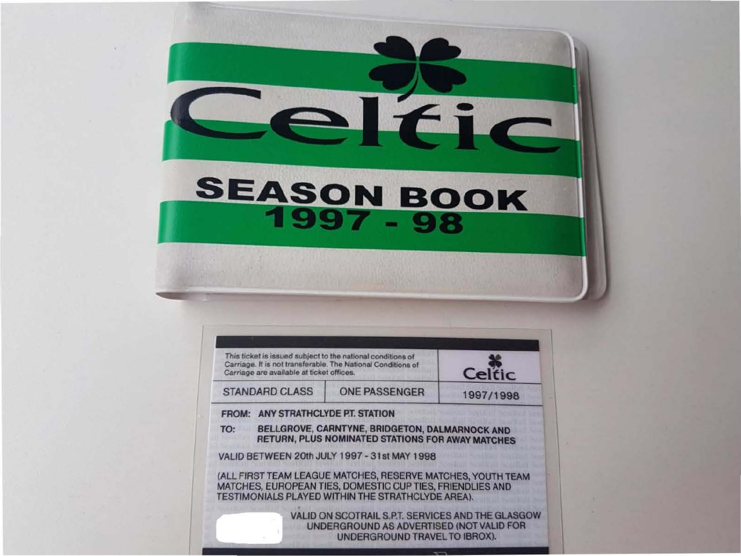# Celtic

## SEASON BOOK 1997 - 98

This ticket is issued subject to the national conditions of Carriage. It is not transferable. The National Conditions of Carriage are available at ticket offices.

Celtic

| STANDARD CLASS | ONE PASSENGER | 1997/1998 |
|---|---|---|

**FROM:** ANY STRATHCLYDE P.T. STATION

**TO:** BELLGROVE, CARNTYNE, BRIDGETON, DALMARNOCK AND RETURN, PLUS NOMINATED STATIONS FOR AWAY MATCHES

VALID BETWEEN 20th JULY 1997 - 31st MAY 1998

(ALL FIRST TEAM LEAGUE MATCHES, RESERVE MATCHES, YOUTH TEAM MATCHES, EUROPEAN TIES, DOMESTIC CUP TIES, FRIENDLIES AND TESTIMONIALS PLAYED WITHIN THE STRATHCLYDE AREA).

VALID ON SCOTRAIL S.P.T. SERVICES AND THE GLASGOW UNDERGROUND AS ADVERTISED (NOT VALID FOR UNDERGROUND TRAVEL TO IBROX).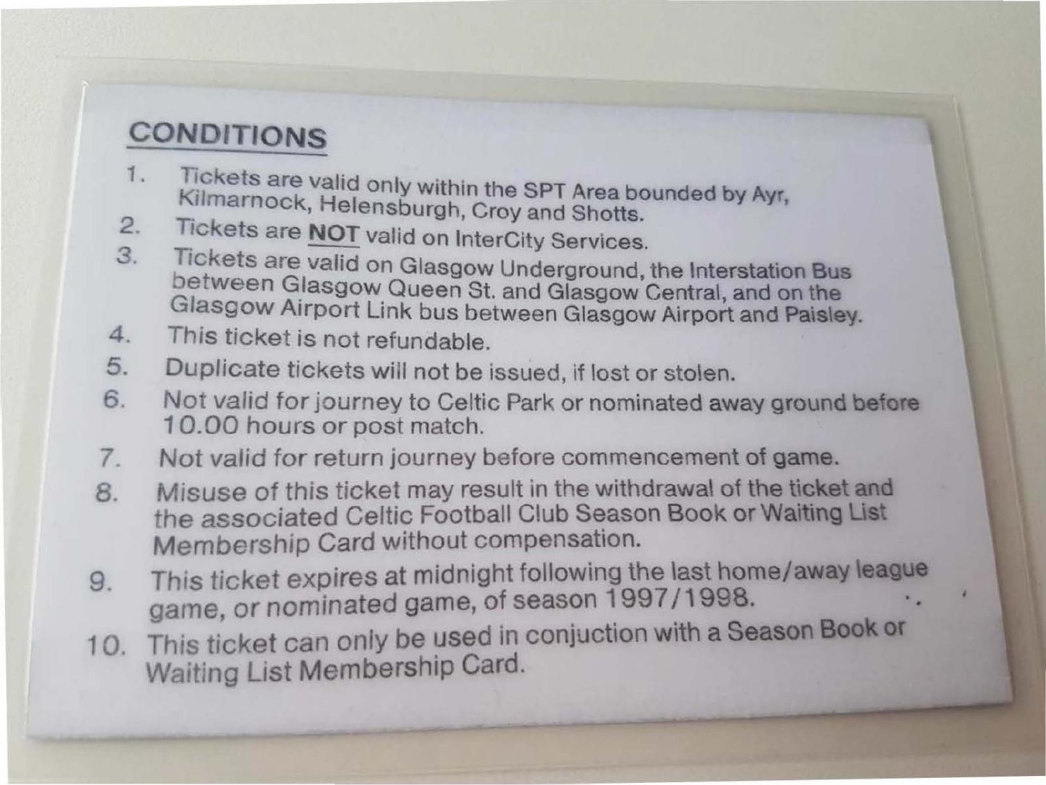## CONDITIONS

1. Tickets are valid only within the SPT Area bounded by Ayr, Kilmarnock, Helensburgh, Croy and Shotts.
2. Tickets are **NOT** valid on InterCity Services.
3. Tickets are valid on Glasgow Underground, the Interstation Bus between Glasgow Queen St. and Glasgow Central, and on the Glasgow Airport Link bus between Glasgow Airport and Paisley.
4. This ticket is not refundable.
5. Duplicate tickets will not be issued, if lost or stolen.
6. Not valid for journey to Celtic Park or nominated away ground before 10.00 hours or post match.
7. Not valid for return journey before commencement of game.
8. Misuse of this ticket may result in the withdrawal of the ticket and the associated Celtic Football Club Season Book or Waiting List Membership Card without compensation.
9. This ticket expires at midnight following the last home/away league game, or nominated game, of season 1997/1998.
10. This ticket can only be used in conjuction with a Season Book or Waiting List Membership Card.